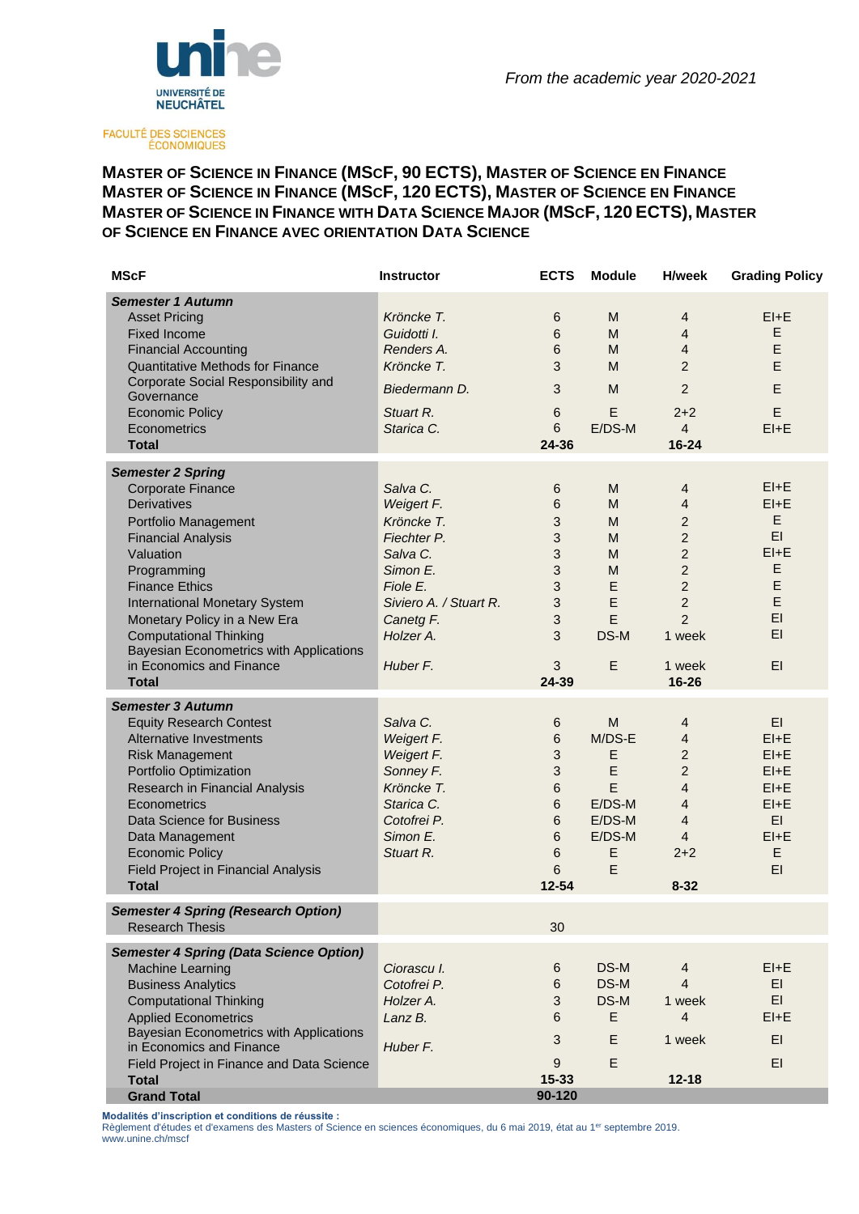UNIVERSITÉ DE NEUCHÂTEL

FACULTÉ DES SCIENCES ÉCONOMIQUES

*From the academic year 2020-2021*

## MASTER OF SCIENCE IN FINANCE (MSCF, 90 ECTS), MASTER OF SCIENCE EN FINANCE
## MASTER OF SCIENCE IN FINANCE (MSCF, 120 ECTS), MASTER OF SCIENCE EN FINANCE
## MASTER OF SCIENCE IN FINANCE WITH DATA SCIENCE MAJOR (MSCF, 120 ECTS), MASTER OF SCIENCE EN FINANCE AVEC ORIENTATION DATA SCIENCE

| MScF | Instructor | ECTS | Module | H/week | Grading Policy |
|---|---|---|---|---|---|
| ***Semester 1 Autumn*** | | | | | |
| Asset Pricing | *Kröncke T.* | 6 | M | 4 | EI+E |
| Fixed Income | *Guidotti I.* | 6 | M | 4 | E |
| Financial Accounting | *Renders A.* | 6 | M | 4 | E |
| Quantitative Methods for Finance | *Kröncke T.* | 3 | M | 2 | E |
| Corporate Social Responsibility and Governance | *Biedermann D.* | 3 | M | 2 | E |
| Economic Policy | *Stuart R.* | 6 | E | 2+2 | E |
| Econometrics | *Starica C.* | 6 | E/DS-M | 4 | EI+E |
| **Total** | | **24-36** | | **16-24** | |
| ***Semester 2 Spring*** | | | | | |
| Corporate Finance | *Salva C.* | 6 | M | 4 | EI+E |
| Derivatives | *Weigert F.* | 6 | M | 4 | EI+E |
| Portfolio Management | *Kröncke T.* | 3 | M | 2 | E |
| Financial Analysis | *Fiechter P.* | 3 | M | 2 | EI |
| Valuation | *Salva C.* | 3 | M | 2 | EI+E |
| Programming | *Simon E.* | 3 | M | 2 | E |
| Finance Ethics | *Fiole E.* | 3 | E | 2 | E |
| International Monetary System | *Siviero A. / Stuart R.* | 3 | E | 2 | E |
| Monetary Policy in a New Era | *Canetg F.* | 3 | E | 2 | EI |
| Computational Thinking | *Holzer A.* | 3 | DS-M | 1 week | EI |
| Bayesian Econometrics with Applications in Economics and Finance | *Huber F.* | 3 | E | 1 week | EI |
| **Total** | | **24-39** | | **16-26** | |
| ***Semester 3 Autumn*** | | | | | |
| Equity Research Contest | *Salva C.* | 6 | M | 4 | EI |
| Alternative Investments | *Weigert F.* | 6 | M/DS-E | 4 | EI+E |
| Risk Management | *Weigert F.* | 3 | E | 2 | EI+E |
| Portfolio Optimization | *Sonney F.* | 3 | E | 2 | EI+E |
| Research in Financial Analysis | *Kröncke T.* | 6 | E | 4 | EI+E |
| Econometrics | *Starica C.* | 6 | E/DS-M | 4 | EI+E |
| Data Science for Business | *Cotofrei P.* | 6 | E/DS-M | 4 | EI |
| Data Management | *Simon E.* | 6 | E/DS-M | 4 | EI+E |
| Economic Policy | *Stuart R.* | 6 | E | 2+2 | E |
| Field Project in Financial Analysis | | 6 | E | | EI |
| **Total** | | **12-54** | | **8-32** | |
| ***Semester 4 Spring (Research Option)*** | | | | | |
| Research Thesis | | 30 | | | |
| ***Semester 4 Spring (Data Science Option)*** | | | | | |
| Machine Learning | *Ciorascu I.* | 6 | DS-M | 4 | EI+E |
| Business Analytics | *Cotofrei P.* | 6 | DS-M | 4 | EI |
| Computational Thinking | *Holzer A.* | 3 | DS-M | 1 week | EI |
| Applied Econometrics | *Lanz B.* | 6 | E | 4 | EI+E |
| Bayesian Econometrics with Applications in Economics and Finance | *Huber F.* | 3 | E | 1 week | EI |
| Field Project in Finance and Data Science | | 9 | E | | EI |
| **Total** | | **15-33** | | **12-18** | |
| **Grand Total** | | **90-120** | | | |

**Modalités d'inscription et conditions de réussite :**
Règlement d'études et d'examens des Masters of Science en sciences économiques, du 6 mai 2019, état au 1er septembre 2019.
www.unine.ch/mscf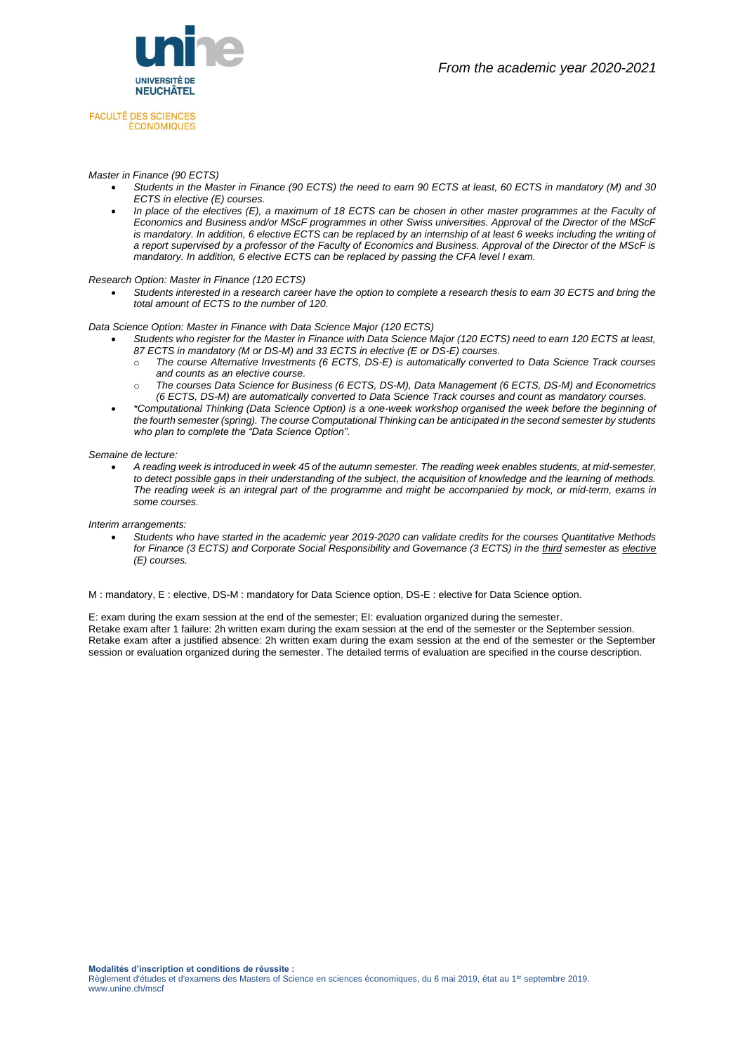*From the academic year 2020-2021*

FACULTÉ DES SCIENCES ÉCONOMIQUES

*Master in Finance (90 ECTS)*

- *Students in the Master in Finance (90 ECTS) the need to earn 90 ECTS at least, 60 ECTS in mandatory (M) and 30 ECTS in elective (E) courses.*
- *In place of the electives (E), a maximum of 18 ECTS can be chosen in other master programmes at the Faculty of Economics and Business and/or MScF programmes in other Swiss universities. Approval of the Director of the MScF is mandatory. In addition, 6 elective ECTS can be replaced by an internship of at least 6 weeks including the writing of a report supervised by a professor of the Faculty of Economics and Business. Approval of the Director of the MScF is mandatory. In addition, 6 elective ECTS can be replaced by passing the CFA level I exam.*

*Research Option: Master in Finance (120 ECTS)*

- *Students interested in a research career have the option to complete a research thesis to earn 30 ECTS and bring the total amount of ECTS to the number of 120.*

*Data Science Option: Master in Finance with Data Science Major (120 ECTS)*

- *Students who register for the Master in Finance with Data Science Major (120 ECTS) need to earn 120 ECTS at least, 87 ECTS in mandatory (M or DS-M) and 33 ECTS in elective (E or DS-E) courses.*
  - *The course Alternative Investments (6 ECTS, DS-E) is automatically converted to Data Science Track courses and counts as an elective course.*
  - *The courses Data Science for Business (6 ECTS, DS-M), Data Management (6 ECTS, DS-M) and Econometrics (6 ECTS, DS-M) are automatically converted to Data Science Track courses and count as mandatory courses.*
- *\*Computational Thinking (Data Science Option) is a one-week workshop organised the week before the beginning of the fourth semester (spring). The course Computational Thinking can be anticipated in the second semester by students who plan to complete the "Data Science Option".*

*Semaine de lecture:*

- *A reading week is introduced in week 45 of the autumn semester. The reading week enables students, at mid-semester, to detect possible gaps in their understanding of the subject, the acquisition of knowledge and the learning of methods. The reading week is an integral part of the programme and might be accompanied by mock, or mid-term, exams in some courses.*

*Interim arrangements:*

- *Students who have started in the academic year 2019-2020 can validate credits for the courses Quantitative Methods for Finance (3 ECTS) and Corporate Social Responsibility and Governance (3 ECTS) in the <u>third</u> semester as <u>elective</u> (E) courses.*

M : mandatory, E : elective, DS-M : mandatory for Data Science option, DS-E : elective for Data Science option.

E: exam during the exam session at the end of the semester; EI: evaluation organized during the semester.
Retake exam after 1 failure: 2h written exam during the exam session at the end of the semester or the September session.
Retake exam after a justified absence: 2h written exam during the exam session at the end of the semester or the September session or evaluation organized during the semester. The detailed terms of evaluation are specified in the course description.

**Modalités d'inscription et conditions de réussite :**
Règlement d'études et d'examens des Masters of Science en sciences économiques, du 6 mai 2019, état au 1er septembre 2019.
www.unine.ch/mscf